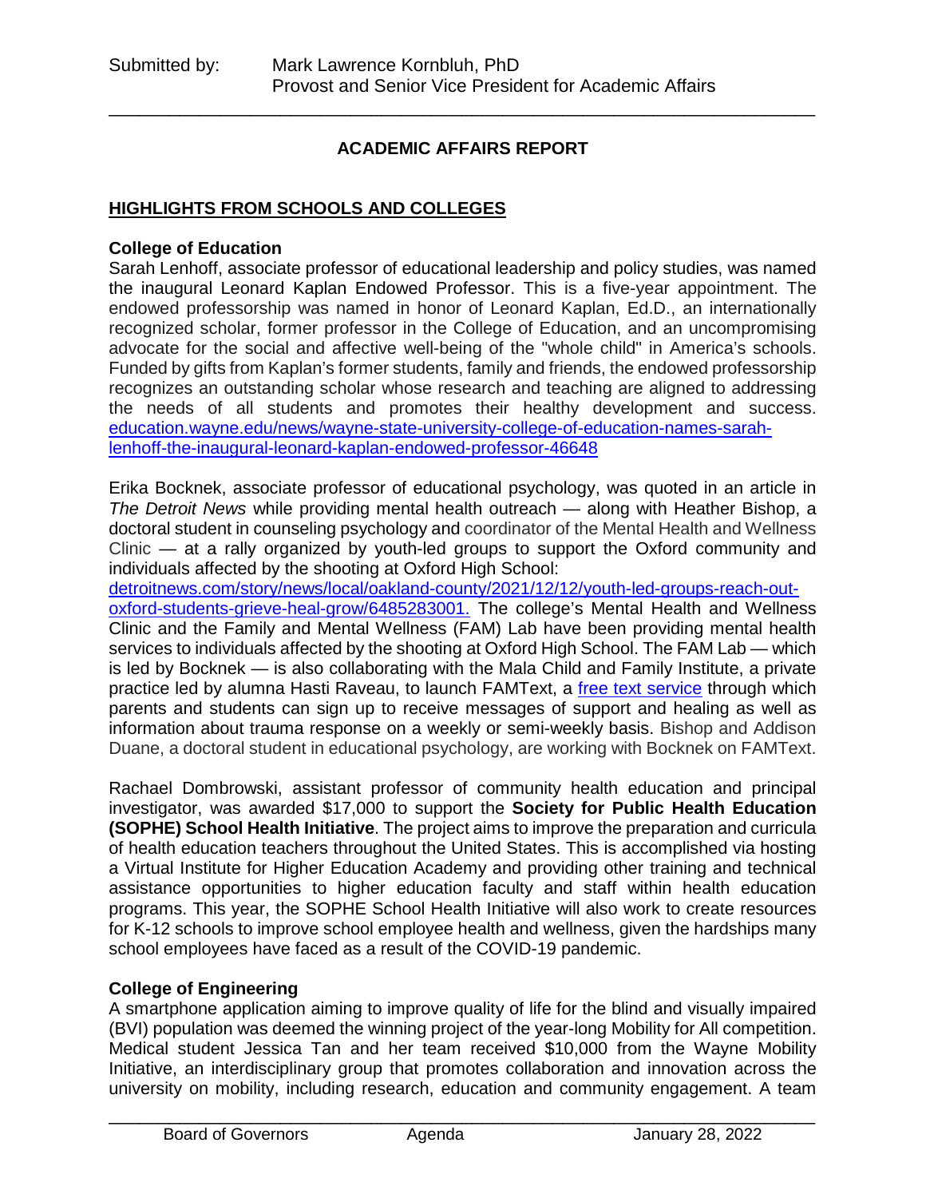Submitted by: Mark Lawrence Kornbluh, PhD
Provost and Senior Vice President for Academic Affairs

# ACADEMIC AFFAIRS REPORT

## HIGHLIGHTS FROM SCHOOLS AND COLLEGES

### College of Education

Sarah Lenhoff, associate professor of educational leadership and policy studies, was named the inaugural Leonard Kaplan Endowed Professor. This is a five-year appointment. The endowed professorship was named in honor of Leonard Kaplan, Ed.D., an internationally recognized scholar, former professor in the College of Education, and an uncompromising advocate for the social and affective well-being of the "whole child" in America's schools. Funded by gifts from Kaplan's former students, family and friends, the endowed professorship recognizes an outstanding scholar whose research and teaching are aligned to addressing the needs of all students and promotes their healthy development and success. [education.wayne.edu/news/wayne-state-university-college-of-education-names-sarah-lenhoff-the-inaugural-leonard-kaplan-endowed-professor-46648](education.wayne.edu/news/wayne-state-university-college-of-education-names-sarah-lenhoff-the-inaugural-leonard-kaplan-endowed-professor-46648)

Erika Bocknek, associate professor of educational psychology, was quoted in an article in *The Detroit News* while providing mental health outreach — along with Heather Bishop, a doctoral student in counseling psychology and coordinator of the Mental Health and Wellness Clinic — at a rally organized by youth-led groups to support the Oxford community and individuals affected by the shooting at Oxford High School: [detroitnews.com/story/news/local/oakland-county/2021/12/12/youth-led-groups-reach-out-oxford-students-grieve-heal-grow/6485283001.](detroitnews.com/story/news/local/oakland-county/2021/12/12/youth-led-groups-reach-out-oxford-students-grieve-heal-grow/6485283001) The college's Mental Health and Wellness Clinic and the Family and Mental Wellness (FAM) Lab have been providing mental health services to individuals affected by the shooting at Oxford High School. The FAM Lab — which is led by Bocknek — is also collaborating with the Mala Child and Family Institute, a private practice led by alumna Hasti Raveau, to launch FAMText, a free text service through which parents and students can sign up to receive messages of support and healing as well as information about trauma response on a weekly or semi-weekly basis. Bishop and Addison Duane, a doctoral student in educational psychology, are working with Bocknek on FAMText.

Rachael Dombrowski, assistant professor of community health education and principal investigator, was awarded $17,000 to support the **Society for Public Health Education (SOPHE) School Health Initiative**. The project aims to improve the preparation and curricula of health education teachers throughout the United States. This is accomplished via hosting a Virtual Institute for Higher Education Academy and providing other training and technical assistance opportunities to higher education faculty and staff within health education programs. This year, the SOPHE School Health Initiative will also work to create resources for K-12 schools to improve school employee health and wellness, given the hardships many school employees have faced as a result of the COVID-19 pandemic.

### College of Engineering

A smartphone application aiming to improve quality of life for the blind and visually impaired (BVI) population was deemed the winning project of the year-long Mobility for All competition. Medical student Jessica Tan and her team received $10,000 from the Wayne Mobility Initiative, an interdisciplinary group that promotes collaboration and innovation across the university on mobility, including research, education and community engagement. A team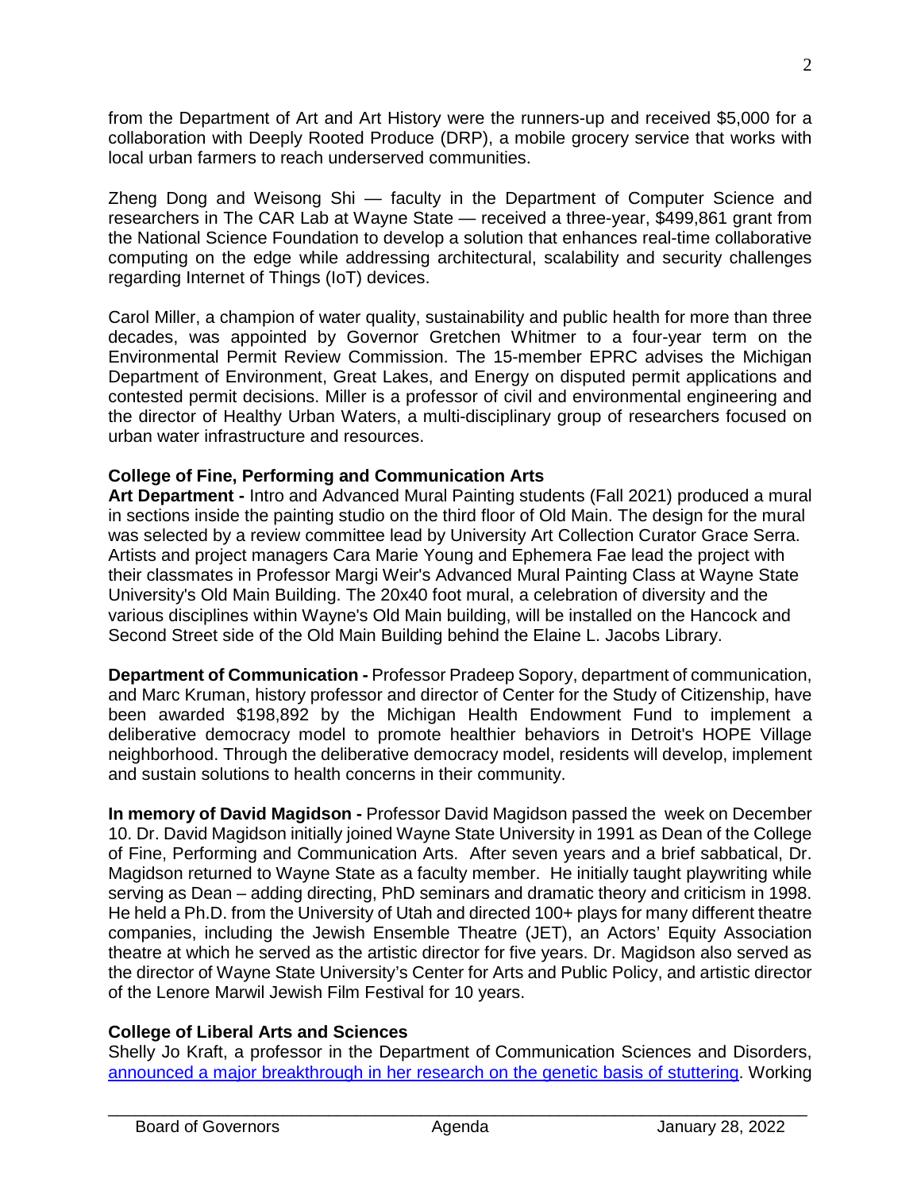from the Department of Art and Art History were the runners-up and received $5,000 for a collaboration with Deeply Rooted Produce (DRP), a mobile grocery service that works with local urban farmers to reach underserved communities.

Zheng Dong and Weisong Shi — faculty in the Department of Computer Science and researchers in The CAR Lab at Wayne State — received a three-year, $499,861 grant from the National Science Foundation to develop a solution that enhances real-time collaborative computing on the edge while addressing architectural, scalability and security challenges regarding Internet of Things (IoT) devices.

Carol Miller, a champion of water quality, sustainability and public health for more than three decades, was appointed by Governor Gretchen Whitmer to a four-year term on the Environmental Permit Review Commission. The 15-member EPRC advises the Michigan Department of Environment, Great Lakes, and Energy on disputed permit applications and contested permit decisions. Miller is a professor of civil and environmental engineering and the director of Healthy Urban Waters, a multi-disciplinary group of researchers focused on urban water infrastructure and resources.

### College of Fine, Performing and Communication Arts

**Art Department -** Intro and Advanced Mural Painting students (Fall 2021) produced a mural in sections inside the painting studio on the third floor of Old Main. The design for the mural was selected by a review committee lead by University Art Collection Curator Grace Serra. Artists and project managers Cara Marie Young and Ephemera Fae lead the project with their classmates in Professor Margi Weir's Advanced Mural Painting Class at Wayne State University's Old Main Building. The 20x40 foot mural, a celebration of diversity and the various disciplines within Wayne's Old Main building, will be installed on the Hancock and Second Street side of the Old Main Building behind the Elaine L. Jacobs Library.

**Department of Communication -** Professor Pradeep Sopory, department of communication, and Marc Kruman, history professor and director of Center for the Study of Citizenship, have been awarded $198,892 by the Michigan Health Endowment Fund to implement a deliberative democracy model to promote healthier behaviors in Detroit's HOPE Village neighborhood. Through the deliberative democracy model, residents will develop, implement and sustain solutions to health concerns in their community.

**In memory of David Magidson -** Professor David Magidson passed the week on December 10. Dr. David Magidson initially joined Wayne State University in 1991 as Dean of the College of Fine, Performing and Communication Arts. After seven years and a brief sabbatical, Dr. Magidson returned to Wayne State as a faculty member. He initially taught playwriting while serving as Dean – adding directing, PhD seminars and dramatic theory and criticism in 1998. He held a Ph.D. from the University of Utah and directed 100+ plays for many different theatre companies, including the Jewish Ensemble Theatre (JET), an Actors' Equity Association theatre at which he served as the artistic director for five years. Dr. Magidson also served as the director of Wayne State University's Center for Arts and Public Policy, and artistic director of the Lenore Marwil Jewish Film Festival for 10 years.

### College of Liberal Arts and Sciences

Shelly Jo Kraft, a professor in the Department of Communication Sciences and Disorders, announced a major breakthrough in her research on the genetic basis of stuttering. Working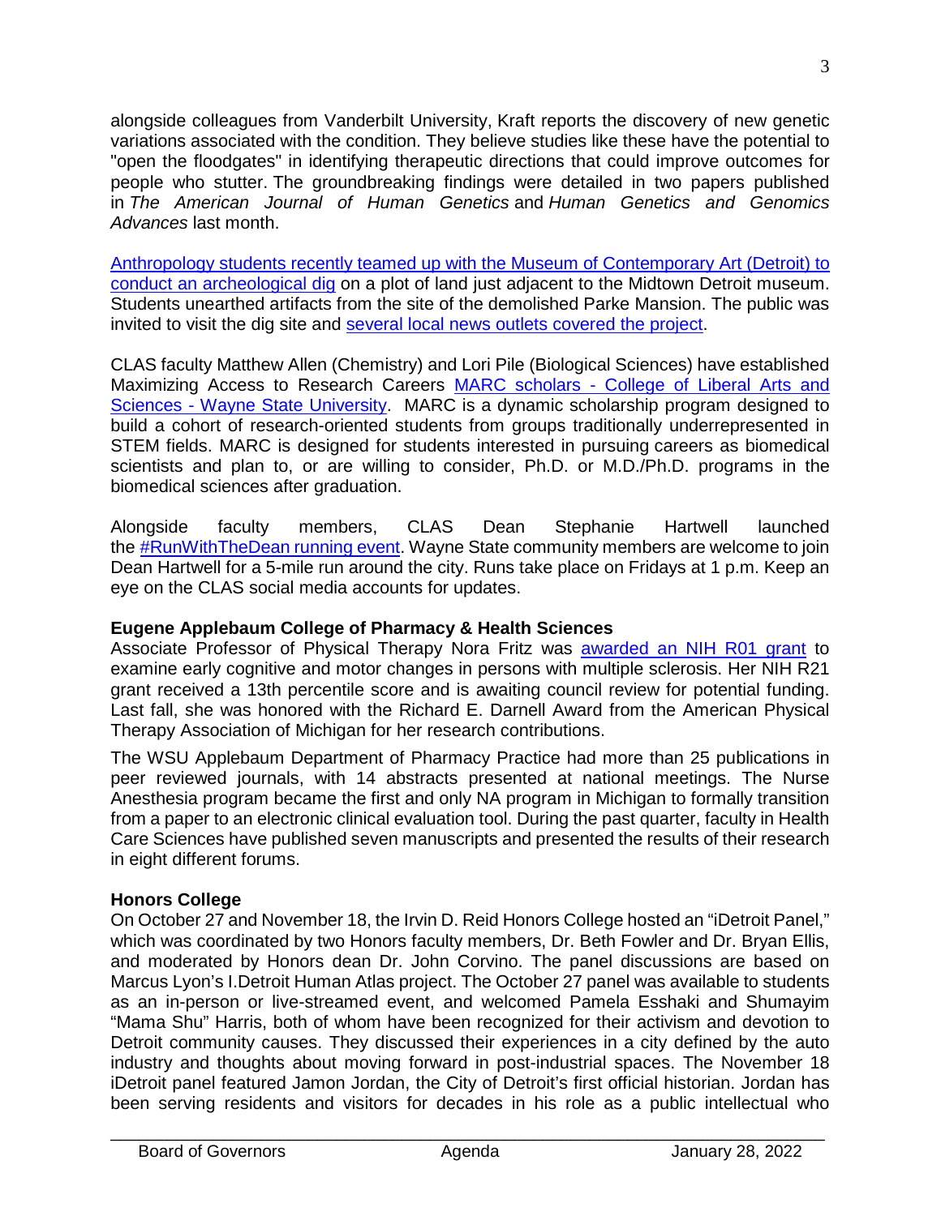alongside colleagues from Vanderbilt University, Kraft reports the discovery of new genetic variations associated with the condition. They believe studies like these have the potential to "open the floodgates" in identifying therapeutic directions that could improve outcomes for people who stutter. The groundbreaking findings were detailed in two papers published in *The American Journal of Human Genetics* and *Human Genetics and Genomics Advances* last month.

[Anthropology students recently teamed up with the Museum of Contemporary Art (Detroit) to conduct an archeological dig] on a plot of land just adjacent to the Midtown Detroit museum. Students unearthed artifacts from the site of the demolished Parke Mansion. The public was invited to visit the dig site and [several local news outlets covered the project].

CLAS faculty Matthew Allen (Chemistry) and Lori Pile (Biological Sciences) have established Maximizing Access to Research Careers [MARC scholars - College of Liberal Arts and Sciences - Wayne State University]. MARC is a dynamic scholarship program designed to build a cohort of research-oriented students from groups traditionally underrepresented in STEM fields. MARC is designed for students interested in pursuing careers as biomedical scientists and plan to, or are willing to consider, Ph.D. or M.D./Ph.D. programs in the biomedical sciences after graduation.

Alongside faculty members, CLAS Dean Stephanie Hartwell launched the [#RunWithTheDean running event]. Wayne State community members are welcome to join Dean Hartwell for a 5-mile run around the city. Runs take place on Fridays at 1 p.m. Keep an eye on the CLAS social media accounts for updates.

**Eugene Applebaum College of Pharmacy & Health Sciences**

Associate Professor of Physical Therapy Nora Fritz was [awarded an NIH R01 grant] to examine early cognitive and motor changes in persons with multiple sclerosis. Her NIH R21 grant received a 13th percentile score and is awaiting council review for potential funding. Last fall, she was honored with the Richard E. Darnell Award from the American Physical Therapy Association of Michigan for her research contributions.

The WSU Applebaum Department of Pharmacy Practice had more than 25 publications in peer reviewed journals, with 14 abstracts presented at national meetings. The Nurse Anesthesia program became the first and only NA program in Michigan to formally transition from a paper to an electronic clinical evaluation tool. During the past quarter, faculty in Health Care Sciences have published seven manuscripts and presented the results of their research in eight different forums.

**Honors College**

On October 27 and November 18, the Irvin D. Reid Honors College hosted an "iDetroit Panel," which was coordinated by two Honors faculty members, Dr. Beth Fowler and Dr. Bryan Ellis, and moderated by Honors dean Dr. John Corvino. The panel discussions are based on Marcus Lyon's I.Detroit Human Atlas project. The October 27 panel was available to students as an in-person or live-streamed event, and welcomed Pamela Esshaki and Shumayim "Mama Shu" Harris, both of whom have been recognized for their activism and devotion to Detroit community causes. They discussed their experiences in a city defined by the auto industry and thoughts about moving forward in post-industrial spaces. The November 18 iDetroit panel featured Jamon Jordan, the City of Detroit's first official historian. Jordan has been serving residents and visitors for decades in his role as a public intellectual who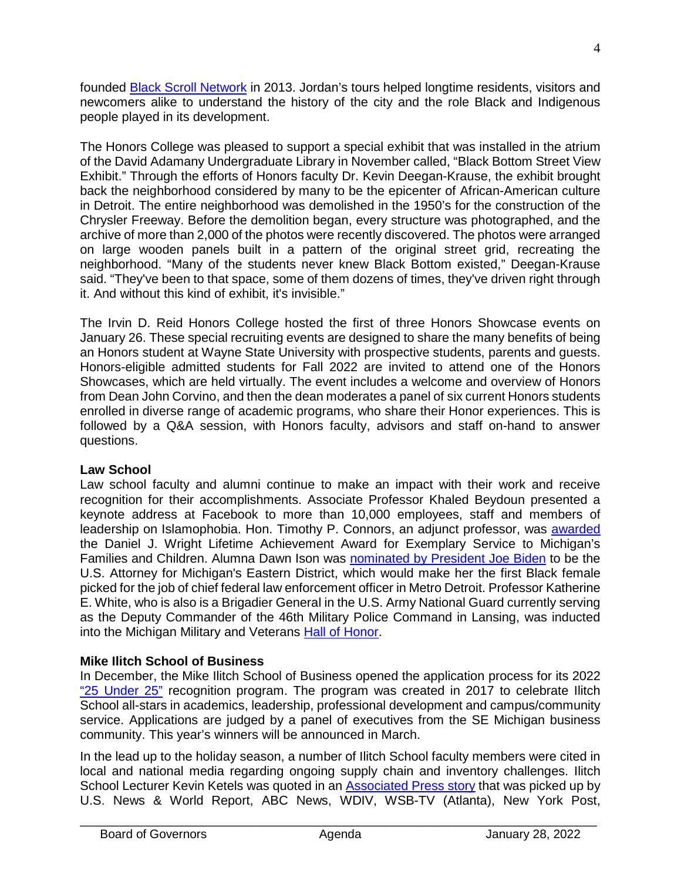founded Black Scroll Network in 2013. Jordan's tours helped longtime residents, visitors and newcomers alike to understand the history of the city and the role Black and Indigenous people played in its development.

The Honors College was pleased to support a special exhibit that was installed in the atrium of the David Adamany Undergraduate Library in November called, "Black Bottom Street View Exhibit." Through the efforts of Honors faculty Dr. Kevin Deegan-Krause, the exhibit brought back the neighborhood considered by many to be the epicenter of African-American culture in Detroit. The entire neighborhood was demolished in the 1950's for the construction of the Chrysler Freeway. Before the demolition began, every structure was photographed, and the archive of more than 2,000 of the photos were recently discovered. The photos were arranged on large wooden panels built in a pattern of the original street grid, recreating the neighborhood. "Many of the students never knew Black Bottom existed," Deegan-Krause said. "They've been to that space, some of them dozens of times, they've driven right through it. And without this kind of exhibit, it's invisible."

The Irvin D. Reid Honors College hosted the first of three Honors Showcase events on January 26. These special recruiting events are designed to share the many benefits of being an Honors student at Wayne State University with prospective students, parents and guests. Honors-eligible admitted students for Fall 2022 are invited to attend one of the Honors Showcases, which are held virtually. The event includes a welcome and overview of Honors from Dean John Corvino, and then the dean moderates a panel of six current Honors students enrolled in diverse range of academic programs, who share their Honor experiences. This is followed by a Q&A session, with Honors faculty, advisors and staff on-hand to answer questions.

**Law School**

Law school faculty and alumni continue to make an impact with their work and receive recognition for their accomplishments. Associate Professor Khaled Beydoun presented a keynote address at Facebook to more than 10,000 employees, staff and members of leadership on Islamophobia. Hon. Timothy P. Connors, an adjunct professor, was awarded the Daniel J. Wright Lifetime Achievement Award for Exemplary Service to Michigan's Families and Children. Alumna Dawn Ison was nominated by President Joe Biden to be the U.S. Attorney for Michigan's Eastern District, which would make her the first Black female picked for the job of chief federal law enforcement officer in Metro Detroit. Professor Katherine E. White, who is also is a Brigadier General in the U.S. Army National Guard currently serving as the Deputy Commander of the 46th Military Police Command in Lansing, was inducted into the Michigan Military and Veterans Hall of Honor.

**Mike Ilitch School of Business**

In December, the Mike Ilitch School of Business opened the application process for its 2022 "25 Under 25" recognition program. The program was created in 2017 to celebrate Ilitch School all-stars in academics, leadership, professional development and campus/community service. Applications are judged by a panel of executives from the SE Michigan business community. This year's winners will be announced in March.

In the lead up to the holiday season, a number of Ilitch School faculty members were cited in local and national media regarding ongoing supply chain and inventory challenges. Ilitch School Lecturer Kevin Ketels was quoted in an Associated Press story that was picked up by U.S. News & World Report, ABC News, WDIV, WSB-TV (Atlanta), New York Post,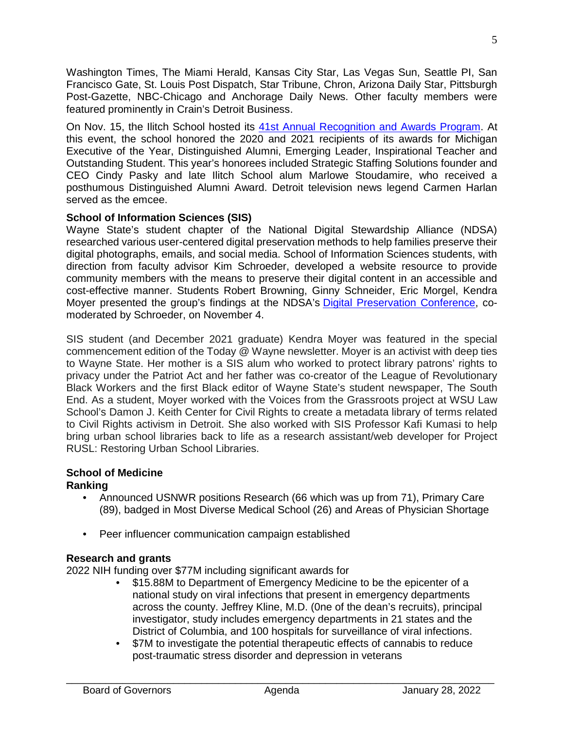Washington Times, The Miami Herald, Kansas City Star, Las Vegas Sun, Seattle PI, San Francisco Gate, St. Louis Post Dispatch, Star Tribune, Chron, Arizona Daily Star, Pittsburgh Post-Gazette, NBC-Chicago and Anchorage Daily News. Other faculty members were featured prominently in Crain's Detroit Business.

On Nov. 15, the Ilitch School hosted its [41st Annual Recognition and Awards Program](). At this event, the school honored the 2020 and 2021 recipients of its awards for Michigan Executive of the Year, Distinguished Alumni, Emerging Leader, Inspirational Teacher and Outstanding Student. This year's honorees included Strategic Staffing Solutions founder and CEO Cindy Pasky and late Ilitch School alum Marlowe Stoudamire, who received a posthumous Distinguished Alumni Award. Detroit television news legend Carmen Harlan served as the emcee.

**School of Information Sciences (SIS)**

Wayne State's student chapter of the National Digital Stewardship Alliance (NDSA) researched various user-centered digital preservation methods to help families preserve their digital photographs, emails, and social media. School of Information Sciences students, with direction from faculty advisor Kim Schroeder, developed a website resource to provide community members with the means to preserve their digital content in an accessible and cost-effective manner. Students Robert Browning, Ginny Schneider, Eric Morgel, Kendra Moyer presented the group's findings at the NDSA's [Digital Preservation Conference](), co-moderated by Schroeder, on November 4.

SIS student (and December 2021 graduate) Kendra Moyer was featured in the special commencement edition of the Today @ Wayne newsletter. Moyer is an activist with deep ties to Wayne State. Her mother is a SIS alum who worked to protect library patrons' rights to privacy under the Patriot Act and her father was co-creator of the League of Revolutionary Black Workers and the first Black editor of Wayne State's student newspaper, The South End. As a student, Moyer worked with the Voices from the Grassroots project at WSU Law School's Damon J. Keith Center for Civil Rights to create a metadata library of terms related to Civil Rights activism in Detroit. She also worked with SIS Professor Kafi Kumasi to help bring urban school libraries back to life as a research assistant/web developer for Project RUSL: Restoring Urban School Libraries.

**School of Medicine**

**Ranking**

- Announced USNWR positions Research (66 which was up from 71), Primary Care (89), badged in Most Diverse Medical School (26) and Areas of Physician Shortage

- Peer influencer communication campaign established

**Research and grants**

2022 NIH funding over $77M including significant awards for

- $15.88M to Department of Emergency Medicine to be the epicenter of a national study on viral infections that present in emergency departments across the county. Jeffrey Kline, M.D. (0ne of the dean's recruits), principal investigator, study includes emergency departments in 21 states and the District of Columbia, and 100 hospitals for surveillance of viral infections.
- $7M to investigate the potential therapeutic effects of cannabis to reduce post-traumatic stress disorder and depression in veterans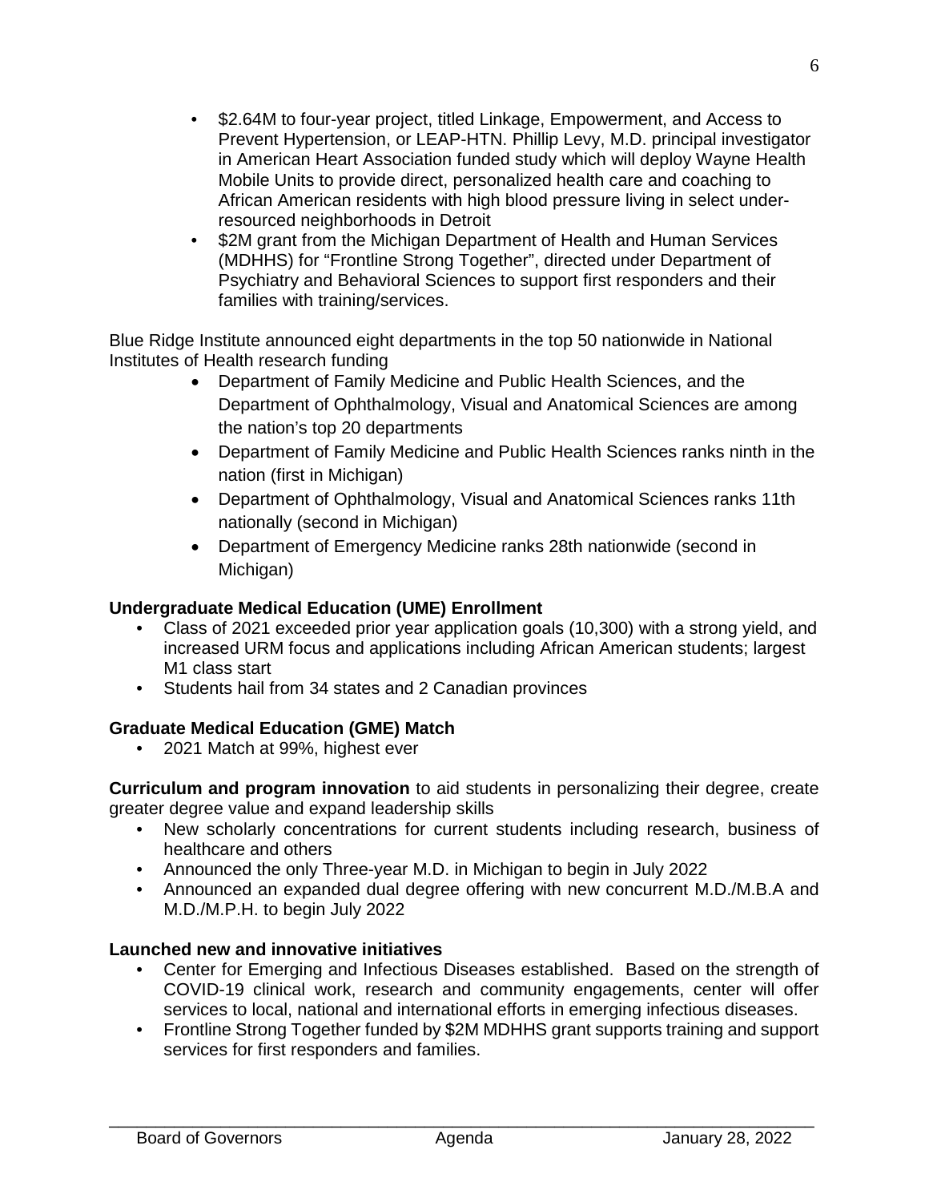- $2.64M to four-year project, titled Linkage, Empowerment, and Access to Prevent Hypertension, or LEAP-HTN. Phillip Levy, M.D. principal investigator in American Heart Association funded study which will deploy Wayne Health Mobile Units to provide direct, personalized health care and coaching to African American residents with high blood pressure living in select under-resourced neighborhoods in Detroit
- $2M grant from the Michigan Department of Health and Human Services (MDHHS) for "Frontline Strong Together", directed under Department of Psychiatry and Behavioral Sciences to support first responders and their families with training/services.

Blue Ridge Institute announced eight departments in the top 50 nationwide in National Institutes of Health research funding

- Department of Family Medicine and Public Health Sciences, and the Department of Ophthalmology, Visual and Anatomical Sciences are among the nation's top 20 departments
- Department of Family Medicine and Public Health Sciences ranks ninth in the nation (first in Michigan)
- Department of Ophthalmology, Visual and Anatomical Sciences ranks 11th nationally (second in Michigan)
- Department of Emergency Medicine ranks 28th nationwide (second in Michigan)

**Undergraduate Medical Education (UME) Enrollment**

- Class of 2021 exceeded prior year application goals (10,300) with a strong yield, and increased URM focus and applications including African American students; largest M1 class start
- Students hail from 34 states and 2 Canadian provinces

**Graduate Medical Education (GME) Match**

- 2021 Match at 99%, highest ever

**Curriculum and program innovation** to aid students in personalizing their degree, create greater degree value and expand leadership skills

- New scholarly concentrations for current students including research, business of healthcare and others
- Announced the only Three-year M.D. in Michigan to begin in July 2022
- Announced an expanded dual degree offering with new concurrent M.D./M.B.A and M.D./M.P.H. to begin July 2022

**Launched new and innovative initiatives**

- Center for Emerging and Infectious Diseases established. Based on the strength of COVID-19 clinical work, research and community engagements, center will offer services to local, national and international efforts in emerging infectious diseases.
- Frontline Strong Together funded by $2M MDHHS grant supports training and support services for first responders and families.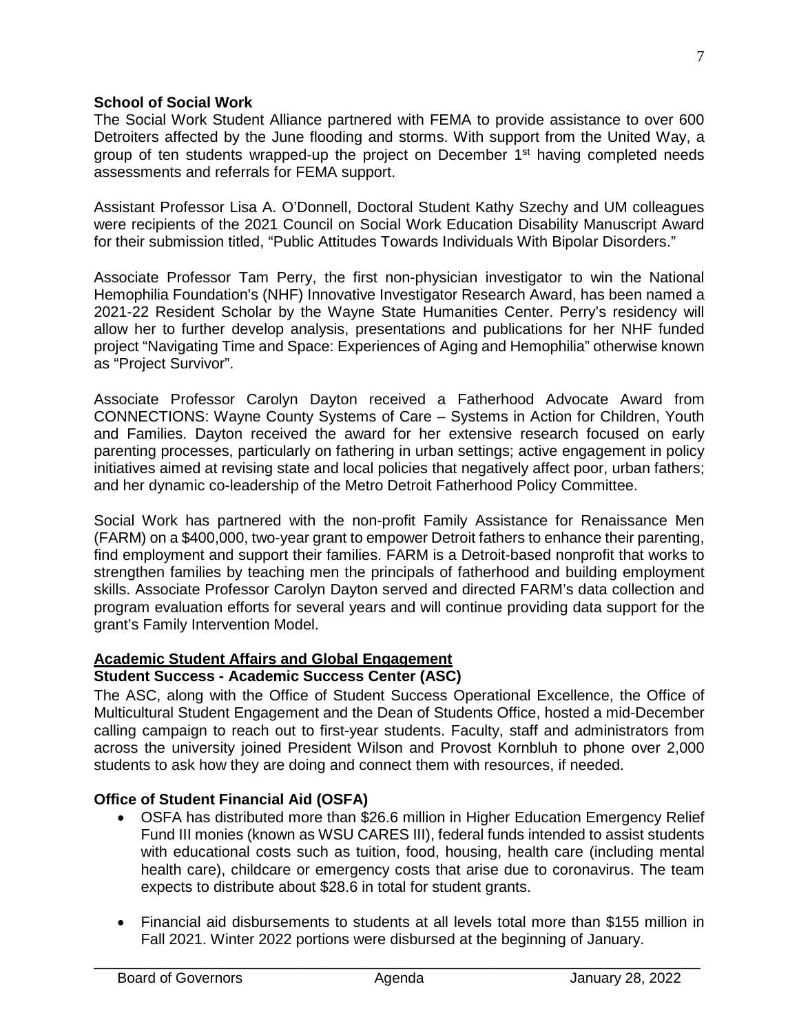**School of Social Work**

The Social Work Student Alliance partnered with FEMA to provide assistance to over 600 Detroiters affected by the June flooding and storms. With support from the United Way, a group of ten students wrapped-up the project on December 1st having completed needs assessments and referrals for FEMA support.

Assistant Professor Lisa A. O'Donnell, Doctoral Student Kathy Szechy and UM colleagues were recipients of the 2021 Council on Social Work Education Disability Manuscript Award for their submission titled, "Public Attitudes Towards Individuals With Bipolar Disorders."

Associate Professor Tam Perry, the first non-physician investigator to win the National Hemophilia Foundation's (NHF) Innovative Investigator Research Award, has been named a 2021-22 Resident Scholar by the Wayne State Humanities Center. Perry's residency will allow her to further develop analysis, presentations and publications for her NHF funded project "Navigating Time and Space: Experiences of Aging and Hemophilia" otherwise known as "Project Survivor".

Associate Professor Carolyn Dayton received a Fatherhood Advocate Award from CONNECTIONS: Wayne County Systems of Care – Systems in Action for Children, Youth and Families. Dayton received the award for her extensive research focused on early parenting processes, particularly on fathering in urban settings; active engagement in policy initiatives aimed at revising state and local policies that negatively affect poor, urban fathers; and her dynamic co-leadership of the Metro Detroit Fatherhood Policy Committee.

Social Work has partnered with the non-profit Family Assistance for Renaissance Men (FARM) on a $400,000, two-year grant to empower Detroit fathers to enhance their parenting, find employment and support their families. FARM is a Detroit-based nonprofit that works to strengthen families by teaching men the principals of fatherhood and building employment skills. Associate Professor Carolyn Dayton served and directed FARM's data collection and program evaluation efforts for several years and will continue providing data support for the grant's Family Intervention Model.

## Academic Student Affairs and Global Engagement

**Student Success - Academic Success Center (ASC)**

The ASC, along with the Office of Student Success Operational Excellence, the Office of Multicultural Student Engagement and the Dean of Students Office, hosted a mid-December calling campaign to reach out to first-year students. Faculty, staff and administrators from across the university joined President Wilson and Provost Kornbluh to phone over 2,000 students to ask how they are doing and connect them with resources, if needed.

**Office of Student Financial Aid (OSFA)**

- OSFA has distributed more than $26.6 million in Higher Education Emergency Relief Fund III monies (known as WSU CARES III), federal funds intended to assist students with educational costs such as tuition, food, housing, health care (including mental health care), childcare or emergency costs that arise due to coronavirus. The team expects to distribute about $28.6 in total for student grants.

- Financial aid disbursements to students at all levels total more than $155 million in Fall 2021. Winter 2022 portions were disbursed at the beginning of January.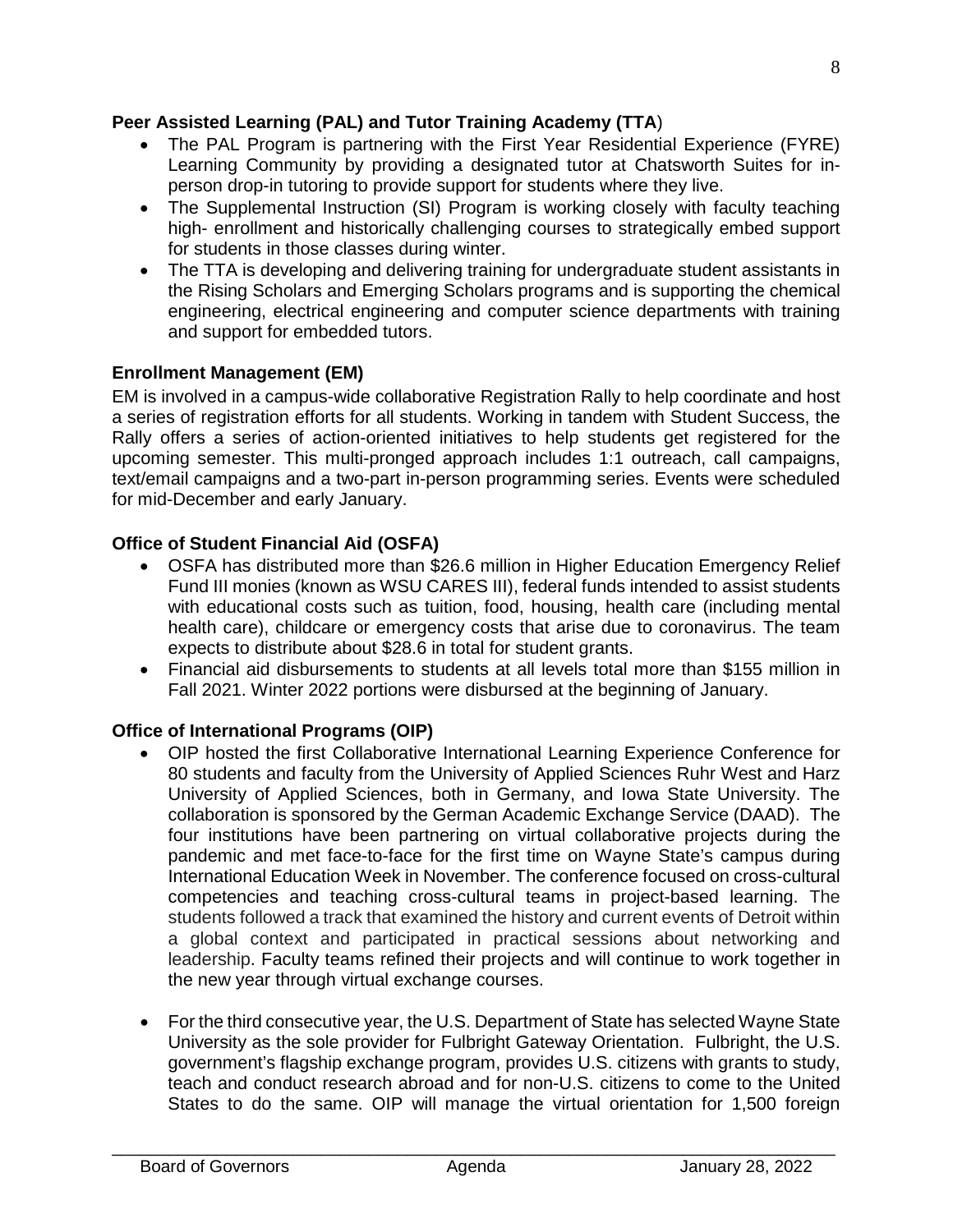**Peer Assisted Learning (PAL) and Tutor Training Academy (TTA)**

- The PAL Program is partnering with the First Year Residential Experience (FYRE) Learning Community by providing a designated tutor at Chatsworth Suites for in-person drop-in tutoring to provide support for students where they live.
- The Supplemental Instruction (SI) Program is working closely with faculty teaching high- enrollment and historically challenging courses to strategically embed support for students in those classes during winter.
- The TTA is developing and delivering training for undergraduate student assistants in the Rising Scholars and Emerging Scholars programs and is supporting the chemical engineering, electrical engineering and computer science departments with training and support for embedded tutors.

**Enrollment Management (EM)**

EM is involved in a campus-wide collaborative Registration Rally to help coordinate and host a series of registration efforts for all students. Working in tandem with Student Success, the Rally offers a series of action-oriented initiatives to help students get registered for the upcoming semester. This multi-pronged approach includes 1:1 outreach, call campaigns, text/email campaigns and a two-part in-person programming series. Events were scheduled for mid-December and early January.

**Office of Student Financial Aid (OSFA)**

- OSFA has distributed more than $26.6 million in Higher Education Emergency Relief Fund III monies (known as WSU CARES III), federal funds intended to assist students with educational costs such as tuition, food, housing, health care (including mental health care), childcare or emergency costs that arise due to coronavirus. The team expects to distribute about $28.6 in total for student grants.
- Financial aid disbursements to students at all levels total more than $155 million in Fall 2021. Winter 2022 portions were disbursed at the beginning of January.

**Office of International Programs (OIP)**

- OIP hosted the first Collaborative International Learning Experience Conference for 80 students and faculty from the University of Applied Sciences Ruhr West and Harz University of Applied Sciences, both in Germany, and Iowa State University. The collaboration is sponsored by the German Academic Exchange Service (DAAD). The four institutions have been partnering on virtual collaborative projects during the pandemic and met face-to-face for the first time on Wayne State's campus during International Education Week in November. The conference focused on cross-cultural competencies and teaching cross-cultural teams in project-based learning. The students followed a track that examined the history and current events of Detroit within a global context and participated in practical sessions about networking and leadership. Faculty teams refined their projects and will continue to work together in the new year through virtual exchange courses.

- For the third consecutive year, the U.S. Department of State has selected Wayne State University as the sole provider for Fulbright Gateway Orientation. Fulbright, the U.S. government's flagship exchange program, provides U.S. citizens with grants to study, teach and conduct research abroad and for non-U.S. citizens to come to the United States to do the same. OIP will manage the virtual orientation for 1,500 foreign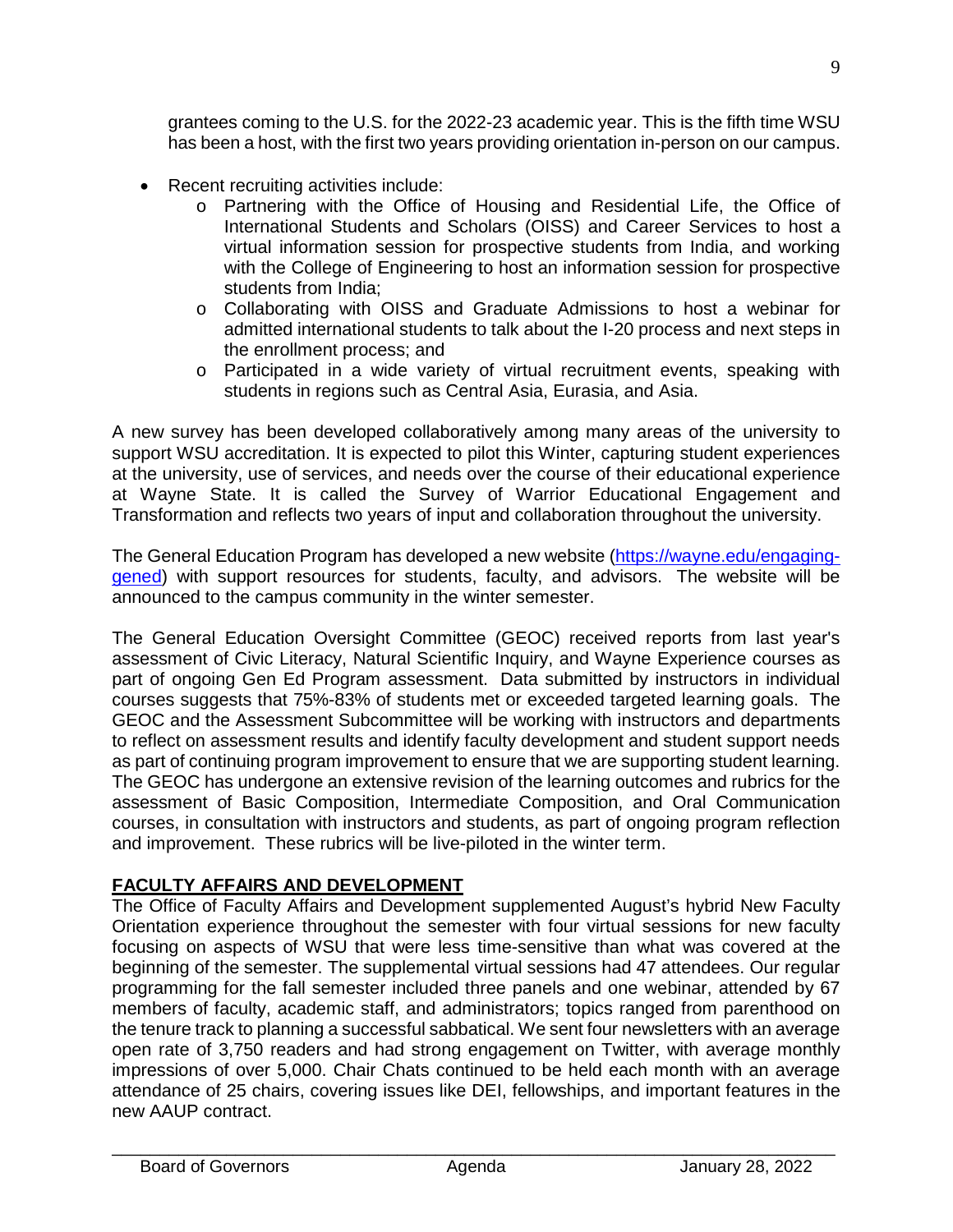grantees coming to the U.S. for the 2022-23 academic year. This is the fifth time WSU has been a host, with the first two years providing orientation in-person on our campus.

- Recent recruiting activities include:
    - Partnering with the Office of Housing and Residential Life, the Office of International Students and Scholars (OISS) and Career Services to host a virtual information session for prospective students from India, and working with the College of Engineering to host an information session for prospective students from India;
    - Collaborating with OISS and Graduate Admissions to host a webinar for admitted international students to talk about the I-20 process and next steps in the enrollment process; and
    - Participated in a wide variety of virtual recruitment events, speaking with students in regions such as Central Asia, Eurasia, and Asia.

A new survey has been developed collaboratively among many areas of the university to support WSU accreditation. It is expected to pilot this Winter, capturing student experiences at the university, use of services, and needs over the course of their educational experience at Wayne State. It is called the Survey of Warrior Educational Engagement and Transformation and reflects two years of input and collaboration throughout the university.

The General Education Program has developed a new website ([https://wayne.edu/engaging-gened](https://wayne.edu/engaging-gened)) with support resources for students, faculty, and advisors. The website will be announced to the campus community in the winter semester.

The General Education Oversight Committee (GEOC) received reports from last year's assessment of Civic Literacy, Natural Scientific Inquiry, and Wayne Experience courses as part of ongoing Gen Ed Program assessment. Data submitted by instructors in individual courses suggests that 75%-83% of students met or exceeded targeted learning goals. The GEOC and the Assessment Subcommittee will be working with instructors and departments to reflect on assessment results and identify faculty development and student support needs as part of continuing program improvement to ensure that we are supporting student learning. The GEOC has undergone an extensive revision of the learning outcomes and rubrics for the assessment of Basic Composition, Intermediate Composition, and Oral Communication courses, in consultation with instructors and students, as part of ongoing program reflection and improvement. These rubrics will be live-piloted in the winter term.

## FACULTY AFFAIRS AND DEVELOPMENT

The Office of Faculty Affairs and Development supplemented August's hybrid New Faculty Orientation experience throughout the semester with four virtual sessions for new faculty focusing on aspects of WSU that were less time-sensitive than what was covered at the beginning of the semester. The supplemental virtual sessions had 47 attendees. Our regular programming for the fall semester included three panels and one webinar, attended by 67 members of faculty, academic staff, and administrators; topics ranged from parenthood on the tenure track to planning a successful sabbatical. We sent four newsletters with an average open rate of 3,750 readers and had strong engagement on Twitter, with average monthly impressions of over 5,000. Chair Chats continued to be held each month with an average attendance of 25 chairs, covering issues like DEI, fellowships, and important features in the new AAUP contract.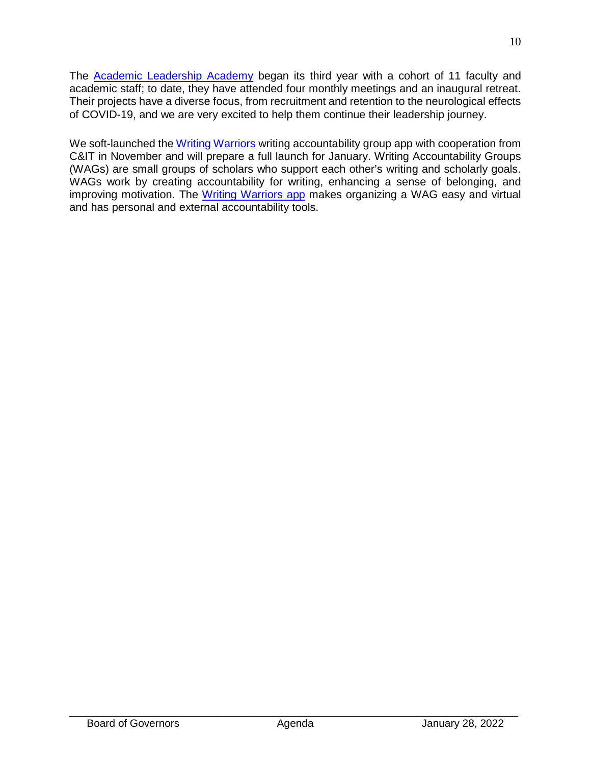The Academic Leadership Academy began its third year with a cohort of 11 faculty and academic staff; to date, they have attended four monthly meetings and an inaugural retreat. Their projects have a diverse focus, from recruitment and retention to the neurological effects of COVID-19, and we are very excited to help them continue their leadership journey.

We soft-launched the Writing Warriors writing accountability group app with cooperation from C&IT in November and will prepare a full launch for January. Writing Accountability Groups (WAGs) are small groups of scholars who support each other's writing and scholarly goals. WAGs work by creating accountability for writing, enhancing a sense of belonging, and improving motivation. The Writing Warriors app makes organizing a WAG easy and virtual and has personal and external accountability tools.